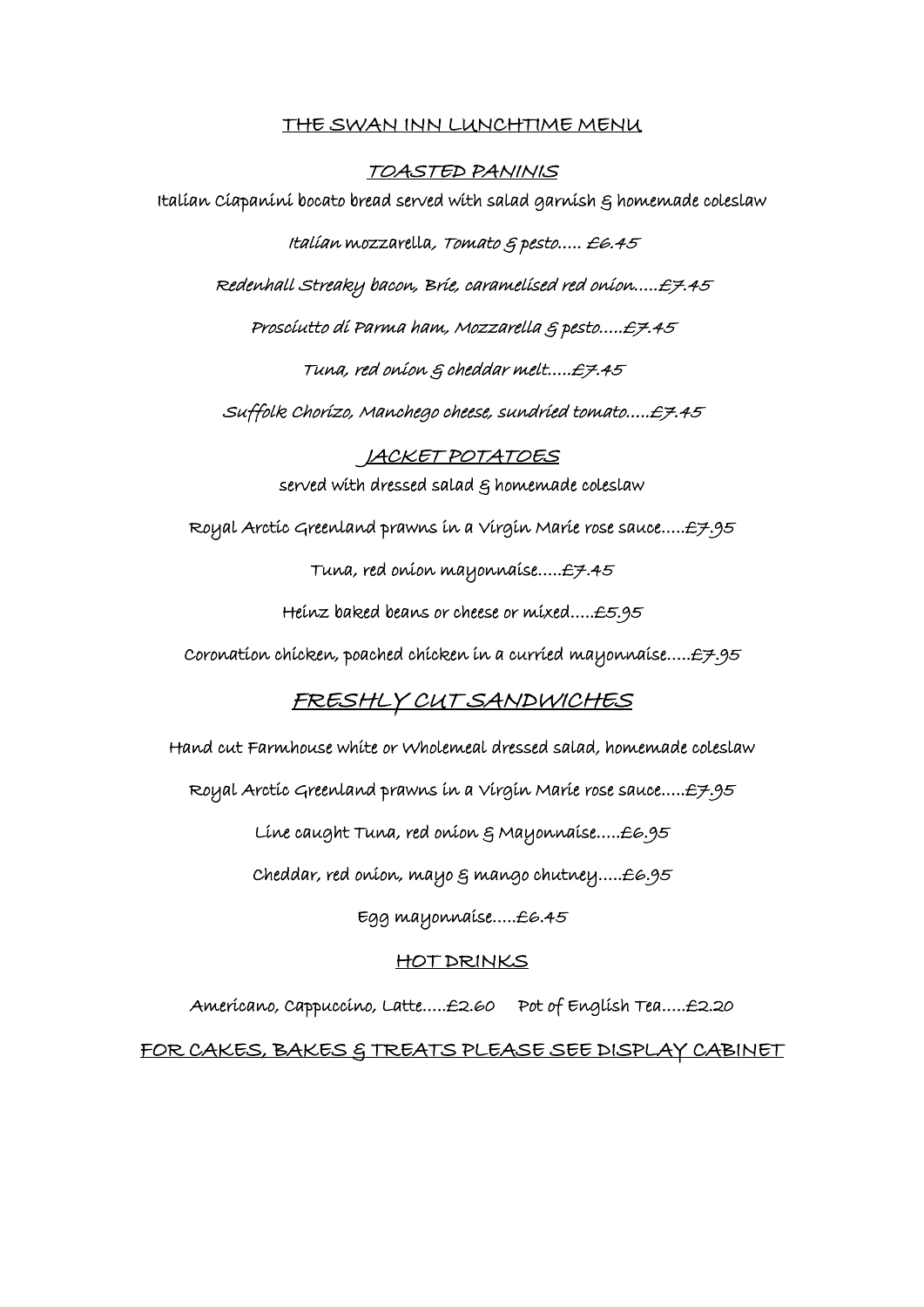# THE SWAN INN LUNCHTIME MENU

## *TOASTED PANINIS*

Italian Ciapanini bocato bread served with salad garnish & homemade coleslaw

*Italian mozzarella, Tomato & pesto..... £6.45*

*Redenhall Streaky bacon, Brie, caramelised red onion.....£7.45*

*Prosciutto di Parma ham, Mozzarella & pesto.....£7.45*

*Tuna, red onion & cheddar melt.....£7.45*

*Suffolk Chorizo, Manchego cheese, sundried tomato.....£7.45*

## *JACKET POTATOES*

served with dressed salad & homemade coleslaw

Royal Arctic Greenland prawns in a Virgin Marie rose sauce.....£7.95

Tuna, red onion mayonnaise.....£7.45

Heinz baked beans or cheese or mixed.....£5.95

Coronation chicken, poached chicken in a curried mayonnaise.....£7.95

## *FRESHLY CUT SANDWICHES*

Hand cut Farmhouse white or Wholemeal dressed salad, homemade coleslaw

Royal Arctic Greenland prawns in a Virgin Marie rose sauce.....£7.95

Line caught Tuna, red onion & Mayonnaise.....£6.95

Cheddar, red onion, mayo & mango chutney.....£6.95

Egg mayonnaise.....£6.45

## HOT DRINKS

Americano, Cappuccino, Latte.....£2.60 Pot of English Tea.....£2.20

FOR CAKES, BAKES & TREATS PLEASE SEE DISPLAY CABINET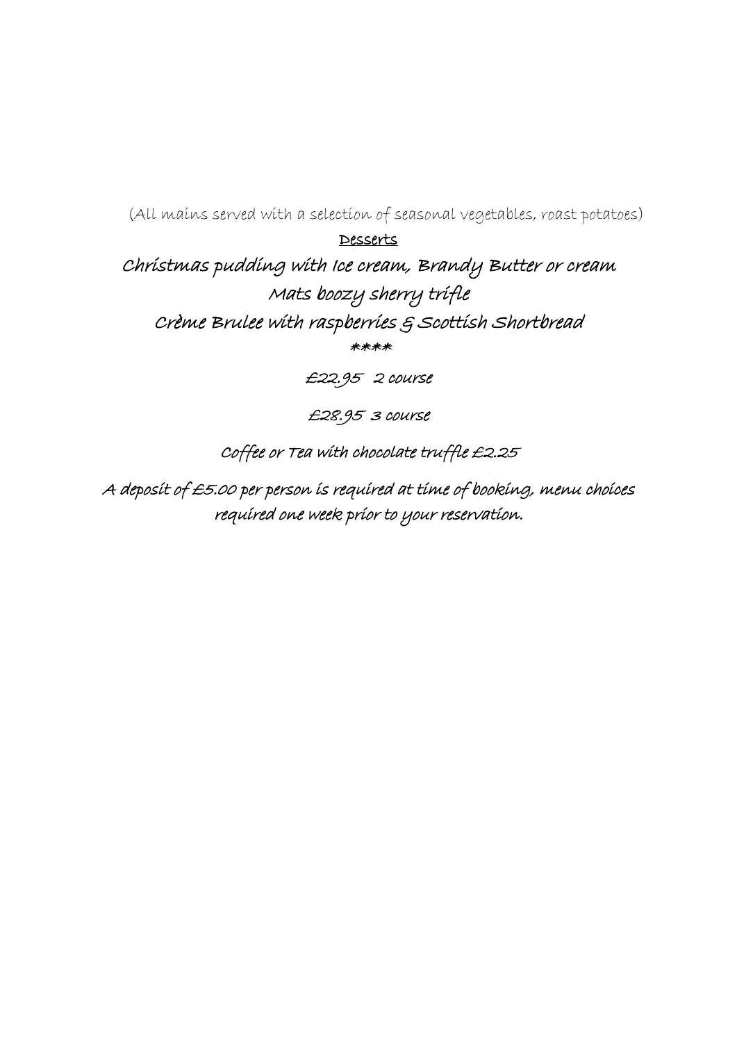(All mains served with a selection of seasonal vegetables, roast potatoes)

## Desserts

**Christmas pudding with Ice cream, Brandy Butter or cream**

**Mats boozy sherry trifle**

**Crème Brulee with raspberries & Scottish Shortbread**

\*\*\*\*

**£22.95 2 course**

**£28.95 3 course**

**Coffee or Tea with chocolate truffle £2.25**

**A deposit of £5.00 per person is required at time of booking, menu choices required one week prior to your reservation.**